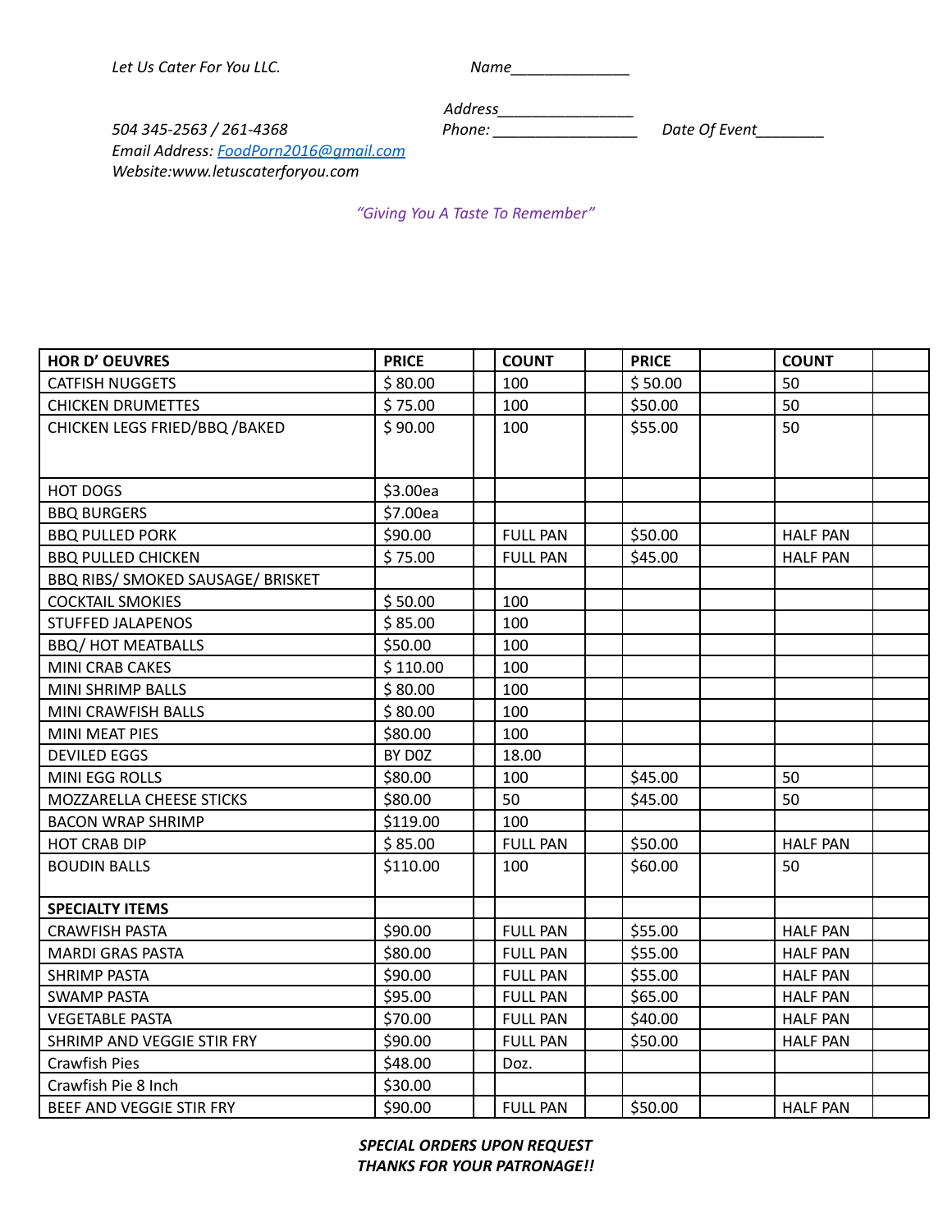*Let Us Cater For You LLC.*

*Name______________*

*Address________________*

*504 345-2563 / 261-4368*

*Phone: _________________ Date Of Event________*

*Email Address: FoodPorn2016@gmail.com*

*Website:www.letuscaterforyou.com*

*"Giving You A Taste To Remember"*

| HOR D' OEUVRES | PRICE | | COUNT | | PRICE | | COUNT | |
|---|---|---|---|---|---|---|---|---|
| CATFISH NUGGETS | $ 80.00 | | 100 | | $ 50.00 | | 50 | |
| CHICKEN DRUMETTES | $ 75.00 | | 100 | | $50.00 | | 50 | |
| CHICKEN LEGS FRIED/BBQ /BAKED | $ 90.00 | | 100 | | $55.00 | | 50 | |
| HOT DOGS | $3.00ea | | | | | | | |
| BBQ BURGERS | $7.00ea | | | | | | | |
| BBQ PULLED PORK | $90.00 | | FULL PAN | | $50.00 | | HALF PAN | |
| BBQ PULLED CHICKEN | $ 75.00 | | FULL PAN | | $45.00 | | HALF PAN | |
| BBQ RIBS/ SMOKED SAUSAGE/ BRISKET | | | | | | | | |
| COCKTAIL SMOKIES | $ 50.00 | | 100 | | | | | |
| STUFFED JALAPENOS | $ 85.00 | | 100 | | | | | |
| BBQ/ HOT MEATBALLS | $50.00 | | 100 | | | | | |
| MINI CRAB CAKES | $ 110.00 | | 100 | | | | | |
| MINI SHRIMP BALLS | $ 80.00 | | 100 | | | | | |
| MINI CRAWFISH BALLS | $ 80.00 | | 100 | | | | | |
| MINI MEAT PIES | $80.00 | | 100 | | | | | |
| DEVILED EGGS | BY D0Z | | 18.00 | | | | | |
| MINI EGG ROLLS | $80.00 | | 100 | | $45.00 | | 50 | |
| MOZZARELLA CHEESE STICKS | $80.00 | | 50 | | $45.00 | | 50 | |
| BACON WRAP SHRIMP | $119.00 | | 100 | | | | | |
| HOT CRAB DIP | $ 85.00 | | FULL PAN | | $50.00 | | HALF PAN | |
| BOUDIN BALLS | $110.00 | | 100 | | $60.00 | | 50 | |
| **SPECIALTY ITEMS** | | | | | | | | |
| CRAWFISH PASTA | $90.00 | | FULL PAN | | $55.00 | | HALF PAN | |
| MARDI GRAS PASTA | $80.00 | | FULL PAN | | $55.00 | | HALF PAN | |
| SHRIMP PASTA | $90.00 | | FULL PAN | | $55.00 | | HALF PAN | |
| SWAMP PASTA | $95.00 | | FULL PAN | | $65.00 | | HALF PAN | |
| VEGETABLE PASTA | $70.00 | | FULL PAN | | $40.00 | | HALF PAN | |
| SHRIMP AND VEGGIE STIR FRY | $90.00 | | FULL PAN | | $50.00 | | HALF PAN | |
| Crawfish Pies | $48.00 | | Doz. | | | | | |
| Crawfish Pie 8 Inch | $30.00 | | | | | | | |
| BEEF AND VEGGIE STIR FRY | $90.00 | | FULL PAN | | $50.00 | | HALF PAN | |

***SPECIAL ORDERS UPON REQUEST***

***THANKS FOR YOUR PATRONAGE!!***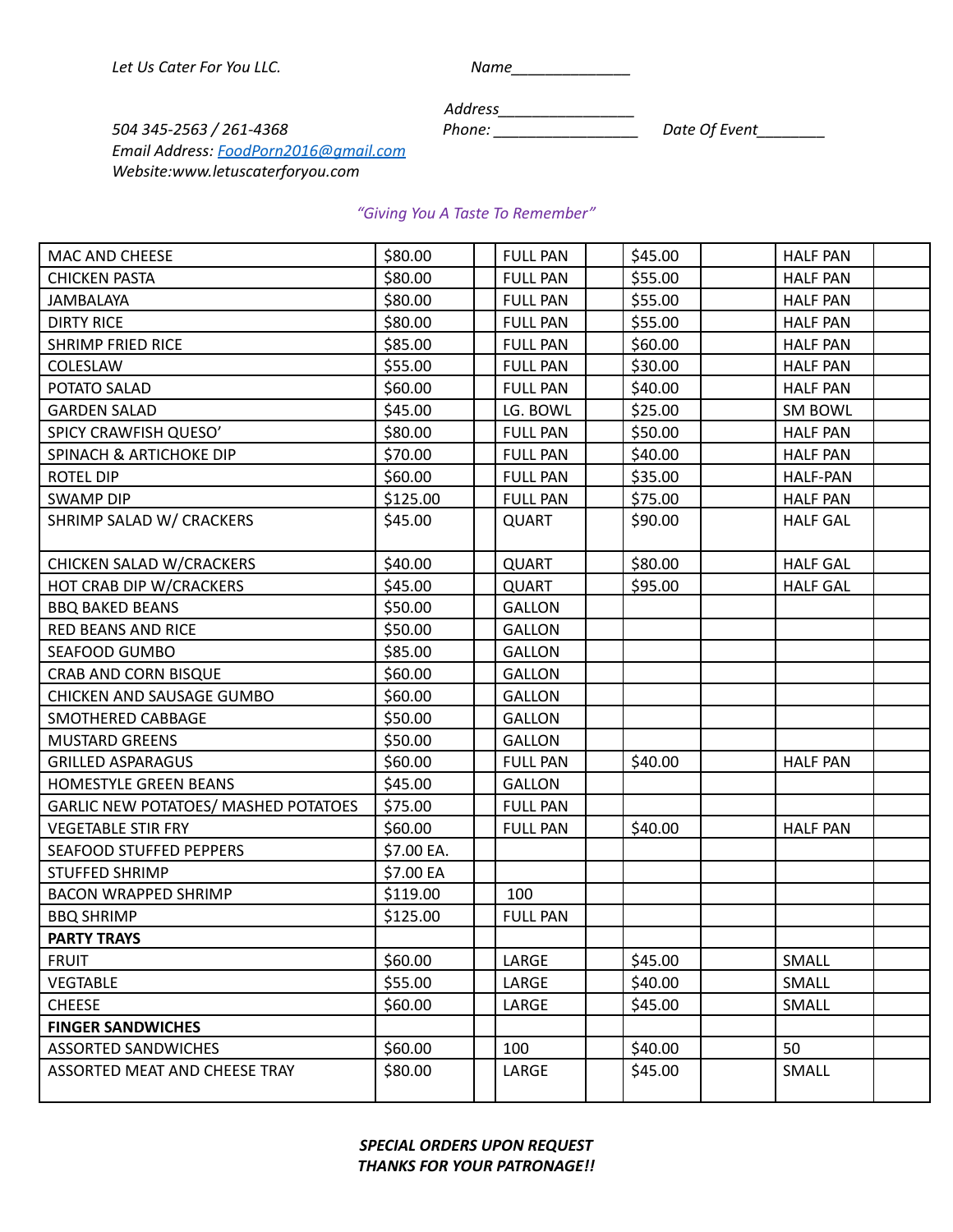*Let Us Cater For You LLC.*

*Name______________*

*Address________________*

*504 345-2563 / 261-4368*

*Phone: _________________*

*Date Of Event________*

*Email Address: FoodPorn2016@gmail.com*

*Website:www.letuscaterforyou.com*

*"Giving You A Taste To Remember"*

| | | | | | | | | |
|---|---|---|---|---|---|---|---|---|
| MAC AND CHEESE | $80.00 | | FULL PAN | | $45.00 | | HALF PAN | |
| CHICKEN PASTA | $80.00 | | FULL PAN | | $55.00 | | HALF PAN | |
| JAMBALAYA | $80.00 | | FULL PAN | | $55.00 | | HALF PAN | |
| DIRTY RICE | $80.00 | | FULL PAN | | $55.00 | | HALF PAN | |
| SHRIMP FRIED RICE | $85.00 | | FULL PAN | | $60.00 | | HALF PAN | |
| COLESLAW | $55.00 | | FULL PAN | | $30.00 | | HALF PAN | |
| POTATO SALAD | $60.00 | | FULL PAN | | $40.00 | | HALF PAN | |
| GARDEN SALAD | $45.00 | | LG. BOWL | | $25.00 | | SM BOWL | |
| SPICY CRAWFISH QUESO' | $80.00 | | FULL PAN | | $50.00 | | HALF PAN | |
| SPINACH & ARTICHOKE DIP | $70.00 | | FULL PAN | | $40.00 | | HALF PAN | |
| ROTEL DIP | $60.00 | | FULL PAN | | $35.00 | | HALF-PAN | |
| SWAMP DIP | $125.00 | | FULL PAN | | $75.00 | | HALF PAN | |
| SHRIMP SALAD W/ CRACKERS | $45.00 | | QUART | | $90.00 | | HALF GAL | |
| CHICKEN SALAD W/CRACKERS | $40.00 | | QUART | | $80.00 | | HALF GAL | |
| HOT CRAB DIP W/CRACKERS | $45.00 | | QUART | | $95.00 | | HALF GAL | |
| BBQ BAKED BEANS | $50.00 | | GALLON | | | | | |
| RED BEANS AND RICE | $50.00 | | GALLON | | | | | |
| SEAFOOD GUMBO | $85.00 | | GALLON | | | | | |
| CRAB AND CORN BISQUE | $60.00 | | GALLON | | | | | |
| CHICKEN AND SAUSAGE GUMBO | $60.00 | | GALLON | | | | | |
| SMOTHERED CABBAGE | $50.00 | | GALLON | | | | | |
| MUSTARD GREENS | $50.00 | | GALLON | | | | | |
| GRILLED ASPARAGUS | $60.00 | | FULL PAN | | $40.00 | | HALF PAN | |
| HOMESTYLE GREEN BEANS | $45.00 | | GALLON | | | | | |
| GARLIC NEW POTATOES/ MASHED POTATOES | $75.00 | | FULL PAN | | | | | |
| VEGETABLE STIR FRY | $60.00 | | FULL PAN | | $40.00 | | HALF PAN | |
| SEAFOOD STUFFED PEPPERS | $7.00 EA. | | | | | | | |
| STUFFED SHRIMP | $7.00 EA | | | | | | | |
| BACON WRAPPED SHRIMP | $119.00 | | 100 | | | | | |
| BBQ SHRIMP | $125.00 | | FULL PAN | | | | | |
| **PARTY TRAYS** | | | | | | | | |
| FRUIT | $60.00 | | LARGE | | $45.00 | | SMALL | |
| VEGTABLE | $55.00 | | LARGE | | $40.00 | | SMALL | |
| CHEESE | $60.00 | | LARGE | | $45.00 | | SMALL | |
| **FINGER SANDWICHES** | | | | | | | | |
| ASSORTED SANDWICHES | $60.00 | | 100 | | $40.00 | | 50 | |
| ASSORTED MEAT AND CHEESE TRAY | $80.00 | | LARGE | | $45.00 | | SMALL | |

***SPECIAL ORDERS UPON REQUEST***

***THANKS FOR YOUR PATRONAGE!!***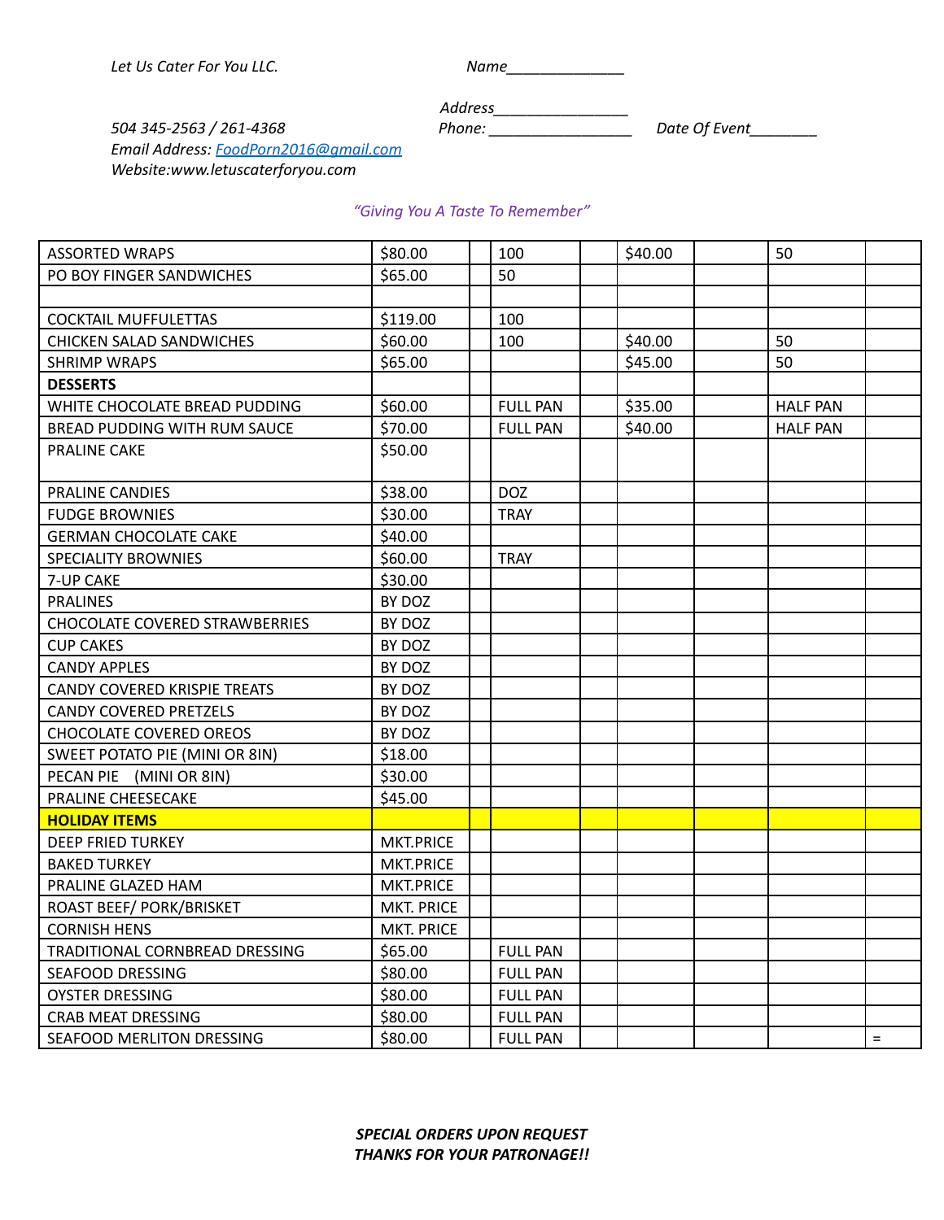*Let Us Cater For You LLC.*

*Name______________*

*Address________________*

*504 345-2563 / 261-4368*

*Phone: _________________*

*Date Of Event________*

*Email Address: FoodPorn2016@gmail.com*

*Website:www.letuscaterforyou.com*

*"Giving You A Taste To Remember"*

| | | | | | | | | |
|---|---|---|---|---|---|---|---|---|
| ASSORTED WRAPS | $80.00 | | 100 | | $40.00 | | 50 | |
| PO BOY FINGER SANDWICHES | $65.00 | | 50 | | | | | |
| | | | | | | | | |
| COCKTAIL MUFFULETTAS | $119.00 | | 100 | | | | | |
| CHICKEN SALAD SANDWICHES | $60.00 | | 100 | | $40.00 | | 50 | |
| SHRIMP WRAPS | $65.00 | | | | $45.00 | | 50 | |
| **DESSERTS** | | | | | | | | |
| WHITE CHOCOLATE BREAD PUDDING | $60.00 | | FULL PAN | | $35.00 | | HALF PAN | |
| BREAD PUDDING WITH RUM SAUCE | $70.00 | | FULL PAN | | $40.00 | | HALF PAN | |
| PRALINE CAKE | $50.00 | | | | | | | |
| PRALINE CANDIES | $38.00 | | DOZ | | | | | |
| FUDGE BROWNIES | $30.00 | | TRAY | | | | | |
| GERMAN CHOCOLATE CAKE | $40.00 | | | | | | | |
| SPECIALITY BROWNIES | $60.00 | | TRAY | | | | | |
| 7-UP CAKE | $30.00 | | | | | | | |
| PRALINES | BY DOZ | | | | | | | |
| CHOCOLATE COVERED STRAWBERRIES | BY DOZ | | | | | | | |
| CUP CAKES | BY DOZ | | | | | | | |
| CANDY APPLES | BY DOZ | | | | | | | |
| CANDY COVERED KRISPIE TREATS | BY DOZ | | | | | | | |
| CANDY COVERED PRETZELS | BY DOZ | | | | | | | |
| CHOCOLATE COVERED OREOS | BY DOZ | | | | | | | |
| SWEET POTATO PIE (MINI OR 8IN) | $18.00 | | | | | | | |
| PECAN PIE (MINI OR 8IN) | $30.00 | | | | | | | |
| PRALINE CHEESECAKE | $45.00 | | | | | | | |
| **HOLIDAY ITEMS** | | | | | | | | |
| DEEP FRIED TURKEY | MKT.PRICE | | | | | | | |
| BAKED TURKEY | MKT.PRICE | | | | | | | |
| PRALINE GLAZED HAM | MKT.PRICE | | | | | | | |
| ROAST BEEF/ PORK/BRISKET | MKT. PRICE | | | | | | | |
| CORNISH HENS | MKT. PRICE | | | | | | | |
| TRADITIONAL CORNBREAD DRESSING | $65.00 | | FULL PAN | | | | | |
| SEAFOOD DRESSING | $80.00 | | FULL PAN | | | | | |
| OYSTER DRESSING | $80.00 | | FULL PAN | | | | | |
| CRAB MEAT DRESSING | $80.00 | | FULL PAN | | | | | |
| SEAFOOD MERLITON DRESSING | $80.00 | | FULL PAN | | | | | = |

***SPECIAL ORDERS UPON REQUEST***

***THANKS FOR YOUR PATRONAGE!!***